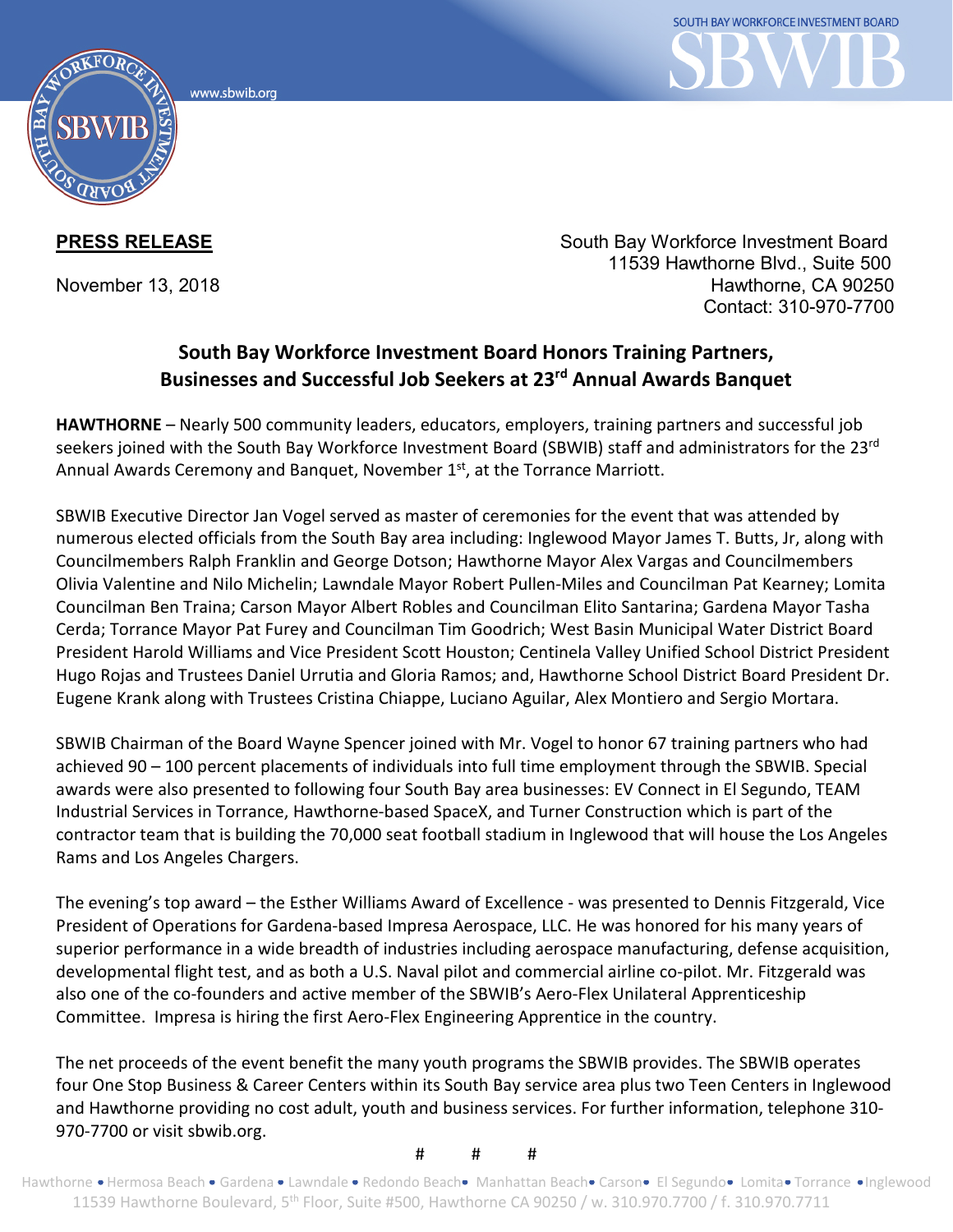**PRESS RELEASE**

November 13, 2018

South Bay Workforce Investment Board
11539 Hawthorne Blvd., Suite 500
Hawthorne, CA 90250
Contact: 310-970-7700

## South Bay Workforce Investment Board Honors Training Partners, Businesses and Successful Job Seekers at 23rd Annual Awards Banquet

**HAWTHORNE** – Nearly 500 community leaders, educators, employers, training partners and successful job seekers joined with the South Bay Workforce Investment Board (SBWIB) staff and administrators for the 23rd Annual Awards Ceremony and Banquet, November 1st, at the Torrance Marriott.

SBWIB Executive Director Jan Vogel served as master of ceremonies for the event that was attended by numerous elected officials from the South Bay area including: Inglewood Mayor James T. Butts, Jr, along with Councilmembers Ralph Franklin and George Dotson; Hawthorne Mayor Alex Vargas and Councilmembers Olivia Valentine and Nilo Michelin; Lawndale Mayor Robert Pullen-Miles and Councilman Pat Kearney; Lomita Councilman Ben Traina; Carson Mayor Albert Robles and Councilman Elito Santarina; Gardena Mayor Tasha Cerda; Torrance Mayor Pat Furey and Councilman Tim Goodrich; West Basin Municipal Water District Board President Harold Williams and Vice President Scott Houston; Centinela Valley Unified School District President Hugo Rojas and Trustees Daniel Urrutia and Gloria Ramos; and, Hawthorne School District Board President Dr. Eugene Krank along with Trustees Cristina Chiappe, Luciano Aguilar, Alex Montiero and Sergio Mortara.

SBWIB Chairman of the Board Wayne Spencer joined with Mr. Vogel to honor 67 training partners who had achieved 90 – 100 percent placements of individuals into full time employment through the SBWIB. Special awards were also presented to following four South Bay area businesses: EV Connect in El Segundo, TEAM Industrial Services in Torrance, Hawthorne-based SpaceX, and Turner Construction which is part of the contractor team that is building the 70,000 seat football stadium in Inglewood that will house the Los Angeles Rams and Los Angeles Chargers.

The evening's top award – the Esther Williams Award of Excellence - was presented to Dennis Fitzgerald, Vice President of Operations for Gardena-based Impresa Aerospace, LLC. He was honored for his many years of superior performance in a wide breadth of industries including aerospace manufacturing, defense acquisition, developmental flight test, and as both a U.S. Naval pilot and commercial airline co-pilot. Mr. Fitzgerald was also one of the co-founders and active member of the SBWIB's Aero-Flex Unilateral Apprenticeship Committee. Impresa is hiring the first Aero-Flex Engineering Apprentice in the country.

The net proceeds of the event benefit the many youth programs the SBWIB provides. The SBWIB operates four One Stop Business & Career Centers within its South Bay service area plus two Teen Centers in Inglewood and Hawthorne providing no cost adult, youth and business services. For further information, telephone 310-970-7700 or visit sbwib.org.

# # #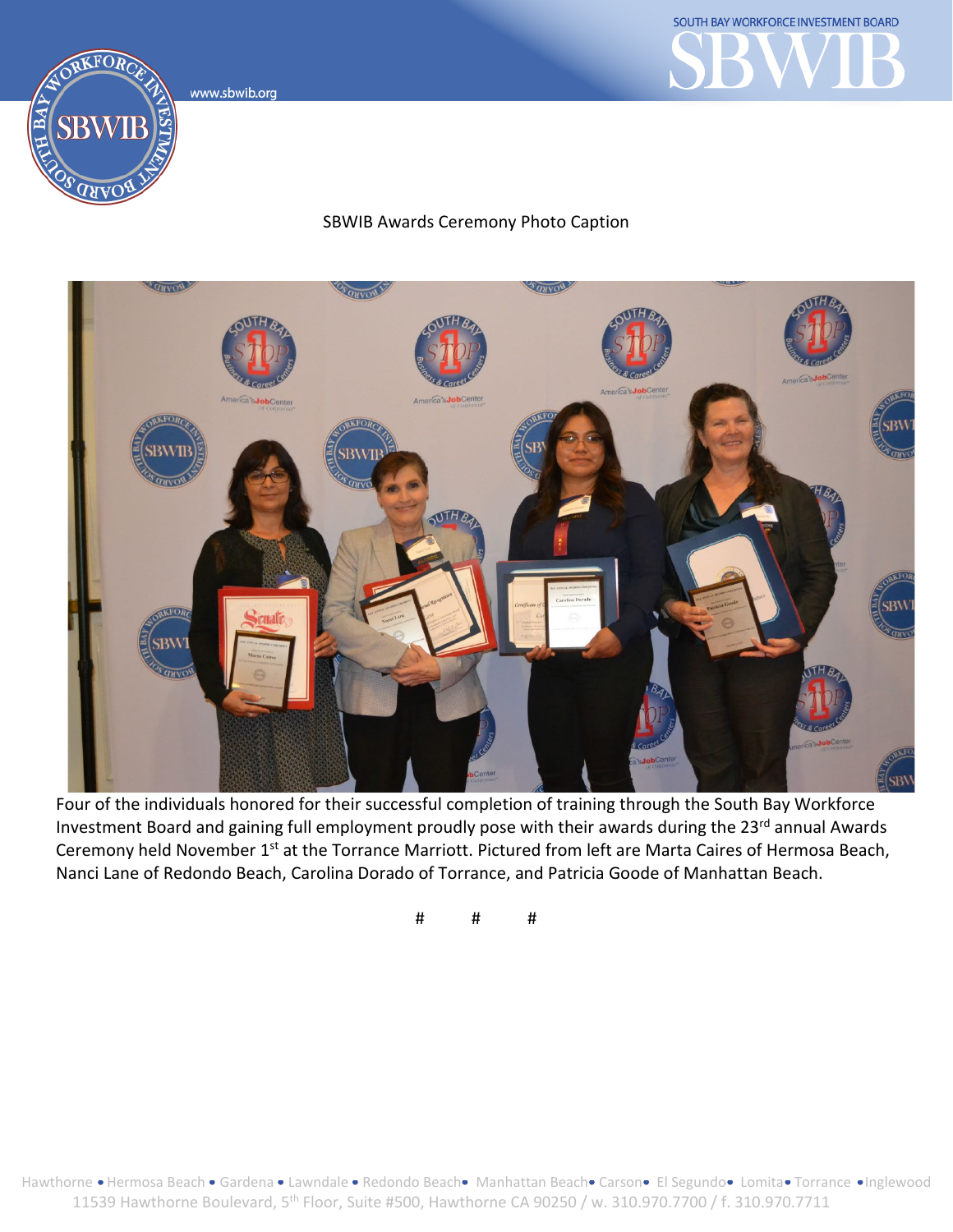SBWIB Awards Ceremony Photo Caption

Four of the individuals honored for their successful completion of training through the South Bay Workforce Investment Board and gaining full employment proudly pose with their awards during the 23rd annual Awards Ceremony held November 1st at the Torrance Marriott. Pictured from left are Marta Caires of Hermosa Beach, Nanci Lane of Redondo Beach, Carolina Dorado of Torrance, and Patricia Goode of Manhattan Beach.

# # #